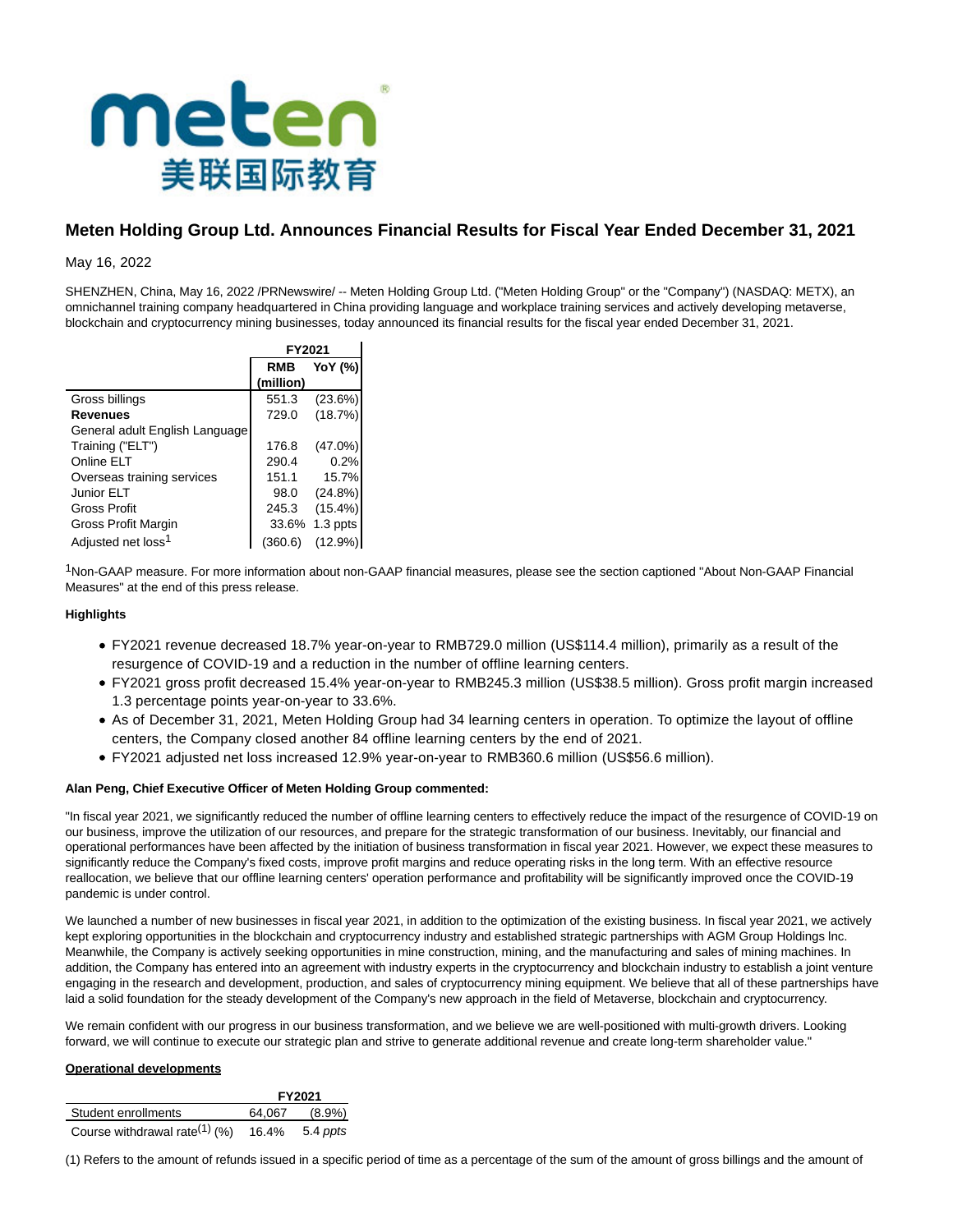# Meten Holding Group Ltd. Announces Financial Results for Fiscal Year Ended December 31, 2021

May 16, 2022

SHENZHEN, China, May 16, 2022 /PRNewswire/ -- Meten Holding Group Ltd. ("Meten Holding Group" or the "Company") (NASDAQ: METX), an omnichannel training company headquartered in China providing language and workplace training services and actively developing metaverse, blockchain and cryptocurrency mining businesses, today announced its financial results for the fiscal year ended December 31, 2021.

| | FY2021 | |
|---|---|---|
| | RMB (million) | YoY (%) |
| Gross billings | 551.3 | (23.6%) |
| **Revenues** | 729.0 | (18.7%) |
| General adult English Language Training ("ELT") | 176.8 | (47.0%) |
| Online ELT | 290.4 | 0.2% |
| Overseas training services | 151.1 | 15.7% |
| Junior ELT | 98.0 | (24.8%) |
| Gross Profit | 245.3 | (15.4%) |
| Gross Profit Margin | 33.6% | 1.3 ppts |
| Adjusted net loss[1] | (360.6) | (12.9%) |

[1]Non-GAAP measure. For more information about non-GAAP financial measures, please see the section captioned "About Non-GAAP Financial Measures" at the end of this press release.

**Highlights**

- FY2021 revenue decreased 18.7% year-on-year to RMB729.0 million (US$114.4 million), primarily as a result of the resurgence of COVID-19 and a reduction in the number of offline learning centers.
- FY2021 gross profit decreased 15.4% year-on-year to RMB245.3 million (US$38.5 million). Gross profit margin increased 1.3 percentage points year-on-year to 33.6%.
- As of December 31, 2021, Meten Holding Group had 34 learning centers in operation. To optimize the layout of offline centers, the Company closed another 84 offline learning centers by the end of 2021.
- FY2021 adjusted net loss increased 12.9% year-on-year to RMB360.6 million (US$56.6 million).

**Alan Peng, Chief Executive Officer of Meten Holding Group commented:**

"In fiscal year 2021, we significantly reduced the number of offline learning centers to effectively reduce the impact of the resurgence of COVID-19 on our business, improve the utilization of our resources, and prepare for the strategic transformation of our business. Inevitably, our financial and operational performances have been affected by the initiation of business transformation in fiscal year 2021. However, we expect these measures to significantly reduce the Company's fixed costs, improve profit margins and reduce operating risks in the long term. With an effective resource reallocation, we believe that our offline learning centers' operation performance and profitability will be significantly improved once the COVID-19 pandemic is under control.

We launched a number of new businesses in fiscal year 2021, in addition to the optimization of the existing business. In fiscal year 2021, we actively kept exploring opportunities in the blockchain and cryptocurrency industry and established strategic partnerships with AGM Group Holdings Inc. Meanwhile, the Company is actively seeking opportunities in mine construction, mining, and the manufacturing and sales of mining machines. In addition, the Company has entered into an agreement with industry experts in the cryptocurrency and blockchain industry to establish a joint venture engaging in the research and development, production, and sales of cryptocurrency mining equipment. We believe that all of these partnerships have laid a solid foundation for the steady development of the Company's new approach in the field of Metaverse, blockchain and cryptocurrency.

We remain confident with our progress in our business transformation, and we believe we are well-positioned with multi-growth drivers. Looking forward, we will continue to execute our strategic plan and strive to generate additional revenue and create long-term shareholder value."

**Operational developments**

| | FY2021 | |
|---|---|---|
| Student enrollments | 64,067 | (8.9%) |
| Course withdrawal rate[(1)] (%) | 16.4% | 5.4 *ppts* |

(1) Refers to the amount of refunds issued in a specific period of time as a percentage of the sum of the amount of gross billings and the amount of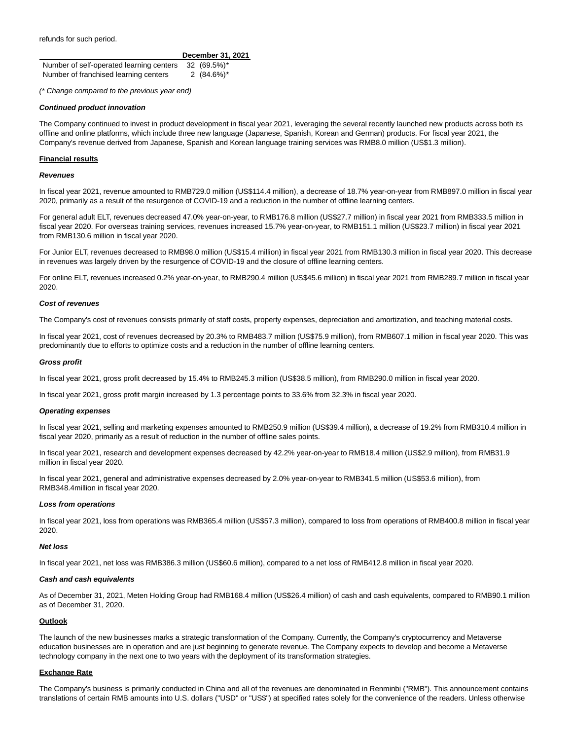refunds for such period.

| | December 31, 2021 |
|---|---|
| Number of self-operated learning centers | 32 (69.5%)* |
| Number of franchised learning centers | 2 (84.6%)* |

*(* Change compared to the previous year end)*

***Continued product innovation***

The Company continued to invest in product development in fiscal year 2021, leveraging the several recently launched new products across both its offline and online platforms, which include three new language (Japanese, Spanish, Korean and German) products. For fiscal year 2021, the Company's revenue derived from Japanese, Spanish and Korean language training services was RMB8.0 million (US$1.3 million).

## Financial results

***Revenues***

In fiscal year 2021, revenue amounted to RMB729.0 million (US$114.4 million), a decrease of 18.7% year-on-year from RMB897.0 million in fiscal year 2020, primarily as a result of the resurgence of COVID-19 and a reduction in the number of offline learning centers.

For general adult ELT, revenues decreased 47.0% year-on-year, to RMB176.8 million (US$27.7 million) in fiscal year 2021 from RMB333.5 million in fiscal year 2020. For overseas training services, revenues increased 15.7% year-on-year, to RMB151.1 million (US$23.7 million) in fiscal year 2021 from RMB130.6 million in fiscal year 2020.

For Junior ELT, revenues decreased to RMB98.0 million (US$15.4 million) in fiscal year 2021 from RMB130.3 million in fiscal year 2020. This decrease in revenues was largely driven by the resurgence of COVID-19 and the closure of offline learning centers.

For online ELT, revenues increased 0.2% year-on-year, to RMB290.4 million (US$45.6 million) in fiscal year 2021 from RMB289.7 million in fiscal year 2020.

***Cost of revenues***

The Company's cost of revenues consists primarily of staff costs, property expenses, depreciation and amortization, and teaching material costs.

In fiscal year 2021, cost of revenues decreased by 20.3% to RMB483.7 million (US$75.9 million), from RMB607.1 million in fiscal year 2020. This was predominantly due to efforts to optimize costs and a reduction in the number of offline learning centers.

***Gross profit***

In fiscal year 2021, gross profit decreased by 15.4% to RMB245.3 million (US$38.5 million), from RMB290.0 million in fiscal year 2020.

In fiscal year 2021, gross profit margin increased by 1.3 percentage points to 33.6% from 32.3% in fiscal year 2020.

***Operating expenses***

In fiscal year 2021, selling and marketing expenses amounted to RMB250.9 million (US$39.4 million), a decrease of 19.2% from RMB310.4 million in fiscal year 2020, primarily as a result of reduction in the number of offline sales points.

In fiscal year 2021, research and development expenses decreased by 42.2% year-on-year to RMB18.4 million (US$2.9 million), from RMB31.9 million in fiscal year 2020.

In fiscal year 2021, general and administrative expenses decreased by 2.0% year-on-year to RMB341.5 million (US$53.6 million), from RMB348.4million in fiscal year 2020.

***Loss from operations***

In fiscal year 2021, loss from operations was RMB365.4 million (US$57.3 million), compared to loss from operations of RMB400.8 million in fiscal year 2020.

***Net loss***

In fiscal year 2021, net loss was RMB386.3 million (US$60.6 million), compared to a net loss of RMB412.8 million in fiscal year 2020.

***Cash and cash equivalents***

As of December 31, 2021, Meten Holding Group had RMB168.4 million (US$26.4 million) of cash and cash equivalents, compared to RMB90.1 million as of December 31, 2020.

## Outlook

The launch of the new businesses marks a strategic transformation of the Company. Currently, the Company's cryptocurrency and Metaverse education businesses are in operation and are just beginning to generate revenue. The Company expects to develop and become a Metaverse technology company in the next one to two years with the deployment of its transformation strategies.

## Exchange Rate

The Company's business is primarily conducted in China and all of the revenues are denominated in Renminbi ("RMB"). This announcement contains translations of certain RMB amounts into U.S. dollars ("USD" or "US$") at specified rates solely for the convenience of the readers. Unless otherwise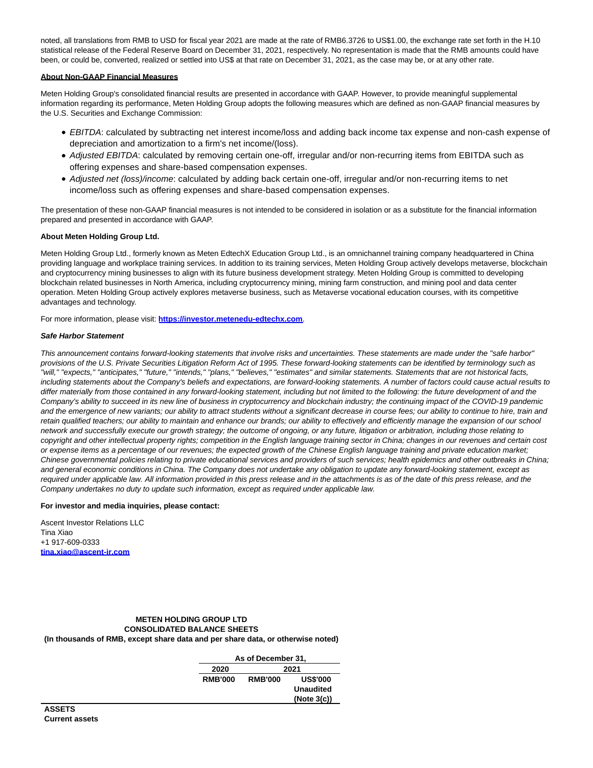noted, all translations from RMB to USD for fiscal year 2021 are made at the rate of RMB6.3726 to US$1.00, the exchange rate set forth in the H.10 statistical release of the Federal Reserve Board on December 31, 2021, respectively. No representation is made that the RMB amounts could have been, or could be, converted, realized or settled into US$ at that rate on December 31, 2021, as the case may be, or at any other rate.

**About Non-GAAP Financial Measures**

Meten Holding Group's consolidated financial results are presented in accordance with GAAP. However, to provide meaningful supplemental information regarding its performance, Meten Holding Group adopts the following measures which are defined as non-GAAP financial measures by the U.S. Securities and Exchange Commission:

- *EBITDA*: calculated by subtracting net interest income/loss and adding back income tax expense and non-cash expense of depreciation and amortization to a firm's net income/(loss).
- *Adjusted EBITDA*: calculated by removing certain one-off, irregular and/or non-recurring items from EBITDA such as offering expenses and share-based compensation expenses.
- *Adjusted net (loss)/income*: calculated by adding back certain one-off, irregular and/or non-recurring items to net income/loss such as offering expenses and share-based compensation expenses.

The presentation of these non-GAAP financial measures is not intended to be considered in isolation or as a substitute for the financial information prepared and presented in accordance with GAAP.

**About Meten Holding Group Ltd.**

Meten Holding Group Ltd., formerly known as Meten EdtechX Education Group Ltd., is an omnichannel training company headquartered in China providing language and workplace training services. In addition to its training services, Meten Holding Group actively develops metaverse, blockchain and cryptocurrency mining businesses to align with its future business development strategy. Meten Holding Group is committed to developing blockchain related businesses in North America, including cryptocurrency mining, mining farm construction, and mining pool and data center operation. Meten Holding Group actively explores metaverse business, such as Metaverse vocational education courses, with its competitive advantages and technology.

For more information, please visit: **https://investor.metenedu-edtechx.com**.

***Safe Harbor Statement***

*This announcement contains forward-looking statements that involve risks and uncertainties. These statements are made under the "safe harbor" provisions of the U.S. Private Securities Litigation Reform Act of 1995. These forward-looking statements can be identified by terminology such as "will," "expects," "anticipates," "future," "intends," "plans," "believes," "estimates" and similar statements. Statements that are not historical facts, including statements about the Company's beliefs and expectations, are forward-looking statements. A number of factors could cause actual results to differ materially from those contained in any forward-looking statement, including but not limited to the following: the future development of and the Company's ability to succeed in its new line of business in cryptocurrency and blockchain industry; the continuing impact of the COVID-19 pandemic and the emergence of new variants; our ability to attract students without a significant decrease in course fees; our ability to continue to hire, train and retain qualified teachers; our ability to maintain and enhance our brands; our ability to effectively and efficiently manage the expansion of our school network and successfully execute our growth strategy; the outcome of ongoing, or any future, litigation or arbitration, including those relating to copyright and other intellectual property rights; competition in the English language training sector in China; changes in our revenues and certain cost or expense items as a percentage of our revenues; the expected growth of the Chinese English language training and private education market; Chinese governmental policies relating to private educational services and providers of such services; health epidemics and other outbreaks in China; and general economic conditions in China. The Company does not undertake any obligation to update any forward-looking statement, except as required under applicable law. All information provided in this press release and in the attachments is as of the date of this press release, and the Company undertakes no duty to update such information, except as required under applicable law.*

**For investor and media inquiries, please contact:**

Ascent Investor Relations LLC
Tina Xiao
+1 917-609-0333
**tina.xiao@ascent-ir.com**

**METEN HOLDING GROUP LTD**
**CONSOLIDATED BALANCE SHEETS**
**(In thousands of RMB, except share data and per share data, or otherwise noted)**

| | As of December 31, | | |
|---|---|---|---|
| | 2020 | 2021 | |
| | RMB'000 | RMB'000 | US$'000 Unaudited (Note 3(c)) |
| **ASSETS** | | | |
| **Current assets** | | | |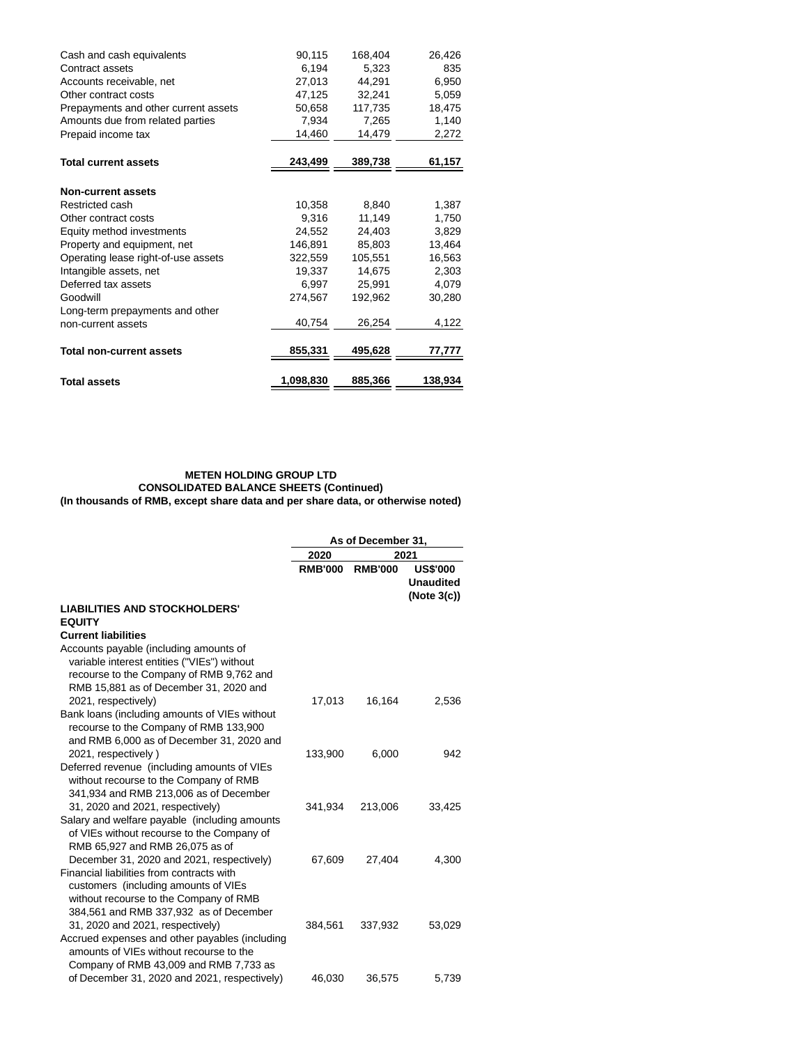| | | | |
|---|---|---|---|
| Cash and cash equivalents | 90,115 | 168,404 | 26,426 |
| Contract assets | 6,194 | 5,323 | 835 |
| Accounts receivable, net | 27,013 | 44,291 | 6,950 |
| Other contract costs | 47,125 | 32,241 | 5,059 |
| Prepayments and other current assets | 50,658 | 117,735 | 18,475 |
| Amounts due from related parties | 7,934 | 7,265 | 1,140 |
| Prepaid income tax | 14,460 | 14,479 | 2,272 |
| **Total current assets** | **243,499** | **389,738** | **61,157** |
| **Non-current assets** | | | |
| Restricted cash | 10,358 | 8,840 | 1,387 |
| Other contract costs | 9,316 | 11,149 | 1,750 |
| Equity method investments | 24,552 | 24,403 | 3,829 |
| Property and equipment, net | 146,891 | 85,803 | 13,464 |
| Operating lease right-of-use assets | 322,559 | 105,551 | 16,563 |
| Intangible assets, net | 19,337 | 14,675 | 2,303 |
| Deferred tax assets | 6,997 | 25,991 | 4,079 |
| Goodwill | 274,567 | 192,962 | 30,280 |
| Long-term prepayments and other non-current assets | 40,754 | 26,254 | 4,122 |
| **Total non-current assets** | **855,331** | **495,628** | **77,777** |
| **Total assets** | **1,098,830** | **885,366** | **138,934** |

**METEN HOLDING GROUP LTD**
**CONSOLIDATED BALANCE SHEETS (Continued)**
**(In thousands of RMB, except share data and per share data, or otherwise noted)**

| | As of December 31, | | |
|---|---|---|---|
| | 2020 | 2021 | |
| | RMB'000 | RMB'000 | US$'000 Unaudited (Note 3(c)) |
| **LIABILITIES AND STOCKHOLDERS' EQUITY** | | | |
| **Current liabilities** | | | |
| Accounts payable (including amounts of variable interest entities ("VIEs") without recourse to the Company of RMB 9,762 and RMB 15,881 as of December 31, 2020 and 2021, respectively) | 17,013 | 16,164 | 2,536 |
| Bank loans (including amounts of VIEs without recourse to the Company of RMB 133,900 and RMB 6,000 as of December 31, 2020 and 2021, respectively ) | 133,900 | 6,000 | 942 |
| Deferred revenue (including amounts of VIEs without recourse to the Company of RMB 341,934 and RMB 213,006 as of December 31, 2020 and 2021, respectively) | 341,934 | 213,006 | 33,425 |
| Salary and welfare payable (including amounts of VIEs without recourse to the Company of RMB 65,927 and RMB 26,075 as of December 31, 2020 and 2021, respectively) | 67,609 | 27,404 | 4,300 |
| Financial liabilities from contracts with customers (including amounts of VIEs without recourse to the Company of RMB 384,561 and RMB 337,932 as of December 31, 2020 and 2021, respectively) | 384,561 | 337,932 | 53,029 |
| Accrued expenses and other payables (including amounts of VIEs without recourse to the Company of RMB 43,009 and RMB 7,733 as of December 31, 2020 and 2021, respectively) | 46,030 | 36,575 | 5,739 |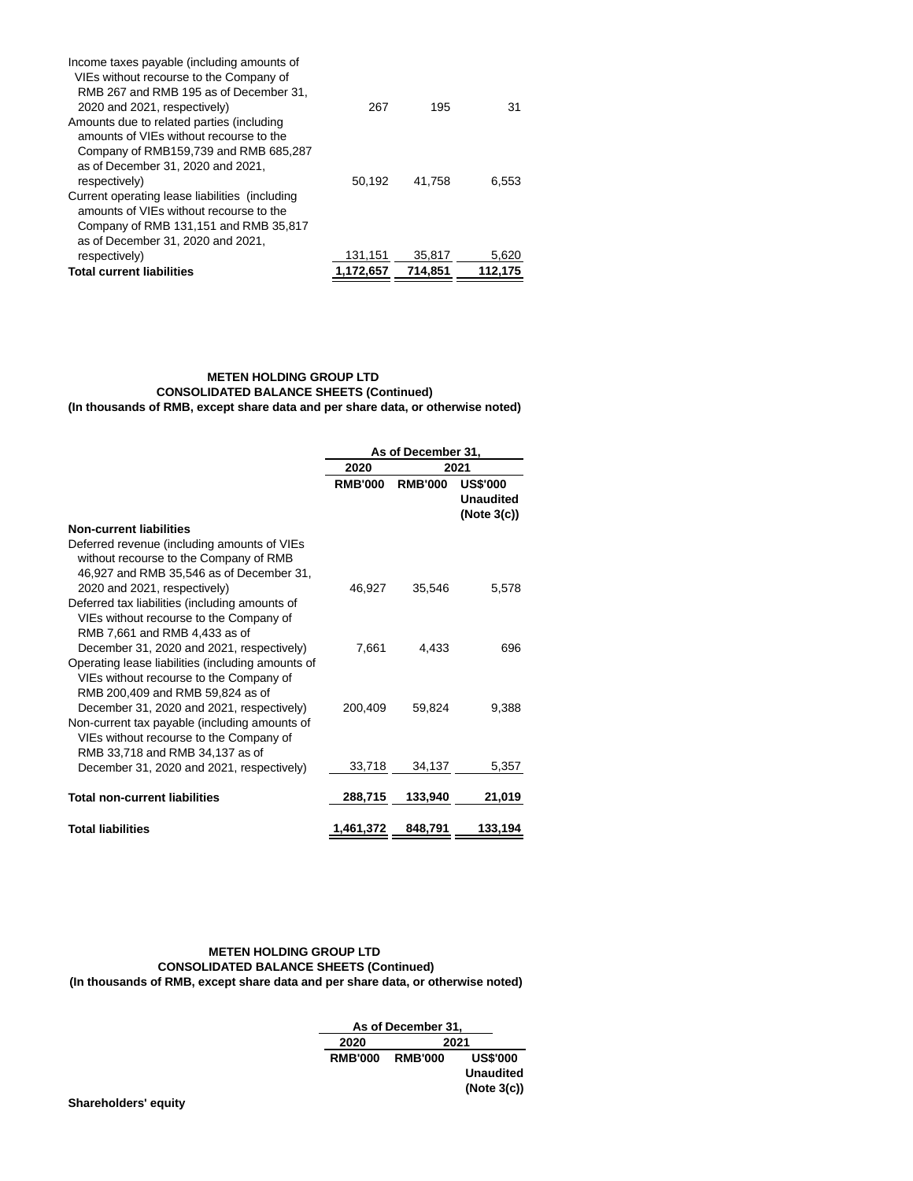| | | | |
|---|---|---|---|
| Income taxes payable (including amounts of VIEs without recourse to the Company of RMB 267 and RMB 195 as of December 31, 2020 and 2021, respectively) | 267 | 195 | 31 |
| Amounts due to related parties (including amounts of VIEs without recourse to the Company of RMB159,739 and RMB 685,287 as of December 31, 2020 and 2021, respectively) | 50,192 | 41,758 | 6,553 |
| Current operating lease liabilities (including amounts of VIEs without recourse to the Company of RMB 131,151 and RMB 35,817 as of December 31, 2020 and 2021, respectively) | 131,151 | 35,817 | 5,620 |
| **Total current liabilities** | **1,172,657** | **714,851** | **112,175** |

**METEN HOLDING GROUP LTD**
**CONSOLIDATED BALANCE SHEETS (Continued)**
**(In thousands of RMB, except share data and per share data, or otherwise noted)**

| | As of December 31, | | |
|---|---|---|---|
| | 2020 | 2021 | |
| | **RMB'000** | **RMB'000** | **US$'000 Unaudited (Note 3(c))** |
| **Non-current liabilities** | | | |
| Deferred revenue (including amounts of VIEs without recourse to the Company of RMB 46,927 and RMB 35,546 as of December 31, 2020 and 2021, respectively) | 46,927 | 35,546 | 5,578 |
| Deferred tax liabilities (including amounts of VIEs without recourse to the Company of RMB 7,661 and RMB 4,433 as of December 31, 2020 and 2021, respectively) | 7,661 | 4,433 | 696 |
| Operating lease liabilities (including amounts of VIEs without recourse to the Company of RMB 200,409 and RMB 59,824 as of December 31, 2020 and 2021, respectively) | 200,409 | 59,824 | 9,388 |
| Non-current tax payable (including amounts of VIEs without recourse to the Company of RMB 33,718 and RMB 34,137 as of December 31, 2020 and 2021, respectively) | 33,718 | 34,137 | 5,357 |
| **Total non-current liabilities** | **288,715** | **133,940** | **21,019** |
| **Total liabilities** | **1,461,372** | **848,791** | **133,194** |

**METEN HOLDING GROUP LTD**
**CONSOLIDATED BALANCE SHEETS (Continued)**
**(In thousands of RMB, except share data and per share data, or otherwise noted)**

| | As of December 31, | | |
|---|---|---|---|
| | 2020 | 2021 | |
| | **RMB'000** | **RMB'000** | **US$'000 Unaudited (Note 3(c))** |
| **Shareholders' equity** | | | |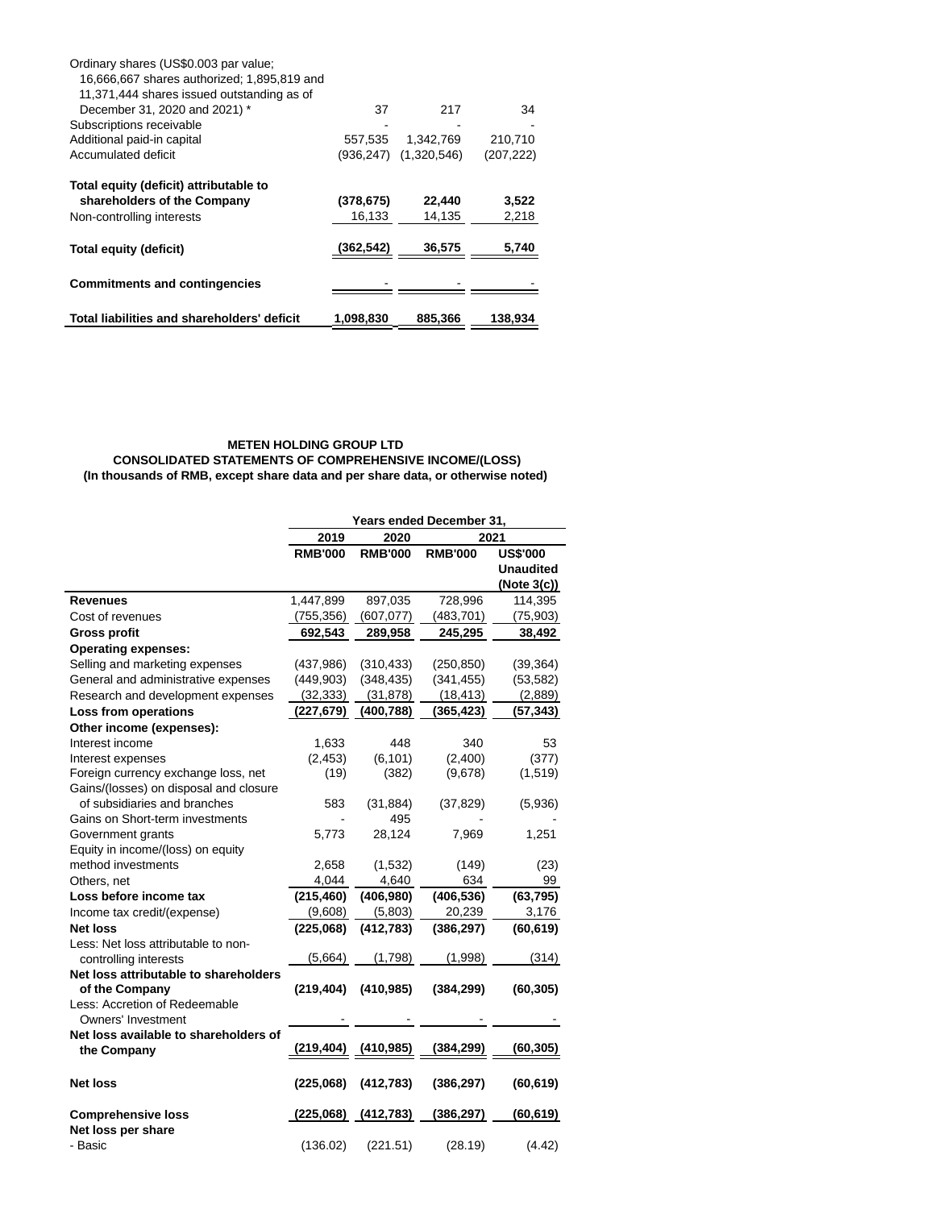| | | | |
|---|---|---|---|
| Ordinary shares (US$0.003 par value; 16,666,667 shares authorized; 1,895,819 and 11,371,444 shares issued outstanding as of December 31, 2020 and 2021) * | 37 | 217 | 34 |
| Subscriptions receivable | - | - | - |
| Additional paid-in capital | 557,535 | 1,342,769 | 210,710 |
| Accumulated deficit | (936,247) | (1,320,546) | (207,222) |
| **Total equity (deficit) attributable to shareholders of the Company** | **(378,675)** | **22,440** | **3,522** |
| Non-controlling interests | 16,133 | 14,135 | 2,218 |
| **Total equity (deficit)** | **(362,542)** | **36,575** | **5,740** |
| **Commitments and contingencies** | - | - | - |
| **Total liabilities and shareholders' deficit** | **1,098,830** | **885,366** | **138,934** |

**METEN HOLDING GROUP LTD**
**CONSOLIDATED STATEMENTS OF COMPREHENSIVE INCOME/(LOSS)**
**(In thousands of RMB, except share data and per share data, or otherwise noted)**

| | Years ended December 31, | | | |
|---|---|---|---|---|
| | 2019 | 2020 | 2021 | |
| | RMB'000 | RMB'000 | RMB'000 | US$'000 Unaudited (Note 3(c)) |
| **Revenues** | 1,447,899 | 897,035 | 728,996 | 114,395 |
| Cost of revenues | (755,356) | (607,077) | (483,701) | (75,903) |
| **Gross profit** | **692,543** | **289,958** | **245,295** | **38,492** |
| **Operating expenses:** | | | | |
| Selling and marketing expenses | (437,986) | (310,433) | (250,850) | (39,364) |
| General and administrative expenses | (449,903) | (348,435) | (341,455) | (53,582) |
| Research and development expenses | (32,333) | (31,878) | (18,413) | (2,889) |
| **Loss from operations** | **(227,679)** | **(400,788)** | **(365,423)** | **(57,343)** |
| **Other income (expenses):** | | | | |
| Interest income | 1,633 | 448 | 340 | 53 |
| Interest expenses | (2,453) | (6,101) | (2,400) | (377) |
| Foreign currency exchange loss, net | (19) | (382) | (9,678) | (1,519) |
| Gains/(losses) on disposal and closure of subsidiaries and branches | 583 | (31,884) | (37,829) | (5,936) |
| Gains on Short-term investments | - | 495 | - | - |
| Government grants | 5,773 | 28,124 | 7,969 | 1,251 |
| Equity in income/(loss) on equity method investments | 2,658 | (1,532) | (149) | (23) |
| Others, net | 4,044 | 4,640 | 634 | 99 |
| **Loss before income tax** | **(215,460)** | **(406,980)** | **(406,536)** | **(63,795)** |
| Income tax credit/(expense) | (9,608) | (5,803) | 20,239 | 3,176 |
| **Net loss** | **(225,068)** | **(412,783)** | **(386,297)** | **(60,619)** |
| Less: Net loss attributable to non-controlling interests | (5,664) | (1,798) | (1,998) | (314) |
| **Net loss attributable to shareholders of the Company** | **(219,404)** | **(410,985)** | **(384,299)** | **(60,305)** |
| Less: Accretion of Redeemable Owners' Investment | - | - | - | - |
| **Net loss available to shareholders of the Company** | **(219,404)** | **(410,985)** | **(384,299)** | **(60,305)** |
| **Net loss** | **(225,068)** | **(412,783)** | **(386,297)** | **(60,619)** |
| **Comprehensive loss** | **(225,068)** | **(412,783)** | **(386,297)** | **(60,619)** |
| **Net loss per share** | | | | |
| - Basic | (136.02) | (221.51) | (28.19) | (4.42) |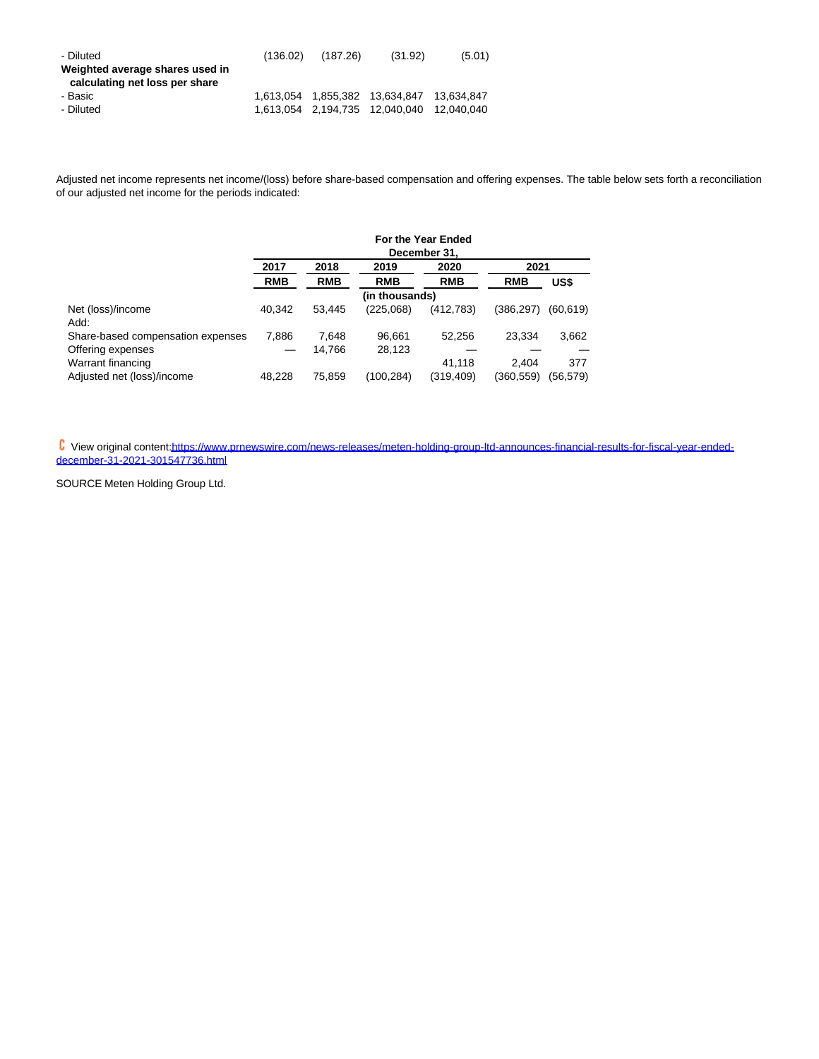| | | | | |
|---|---|---|---|---|
| - Diluted | (136.02) | (187.26) | (31.92) | (5.01) |
| **Weighted average shares used in calculating net loss per share** | | | | |
| - Basic | 1,613,054 | 1,855,382 | 13,634,847 | 13,634,847 |
| - Diluted | 1,613,054 | 2,194,735 | 12,040,040 | 12,040,040 |

Adjusted net income represents net income/(loss) before share-based compensation and offering expenses. The table below sets forth a reconciliation of our adjusted net income for the periods indicated:

| | For the Year Ended December 31, | | | | | |
|---|---|---|---|---|---|---|
| | 2017 | 2018 | 2019 | 2020 | 2021 | |
| | RMB | RMB | RMB | RMB | RMB | US$ |
| | (in thousands) | | | | | |
| Net (loss)/income | 40,342 | 53,445 | (225,068) | (412,783) | (386,297) | (60,619) |
| Add: | | | | | | |
| Share-based compensation expenses | 7,886 | 7,648 | 96,661 | 52,256 | 23,334 | 3,662 |
| Offering expenses | — | 14,766 | 28,123 | — | — | — |
| Warrant financing | | | | 41,118 | 2,404 | 377 |
| Adjusted net (loss)/income | 48,228 | 75,859 | (100,284) | (319,409) | (360,559) | (56,579) |

View original content:https://www.prnewswire.com/news-releases/meten-holding-group-ltd-announces-financial-results-for-fiscal-year-ended-december-31-2021-301547736.html

SOURCE Meten Holding Group Ltd.